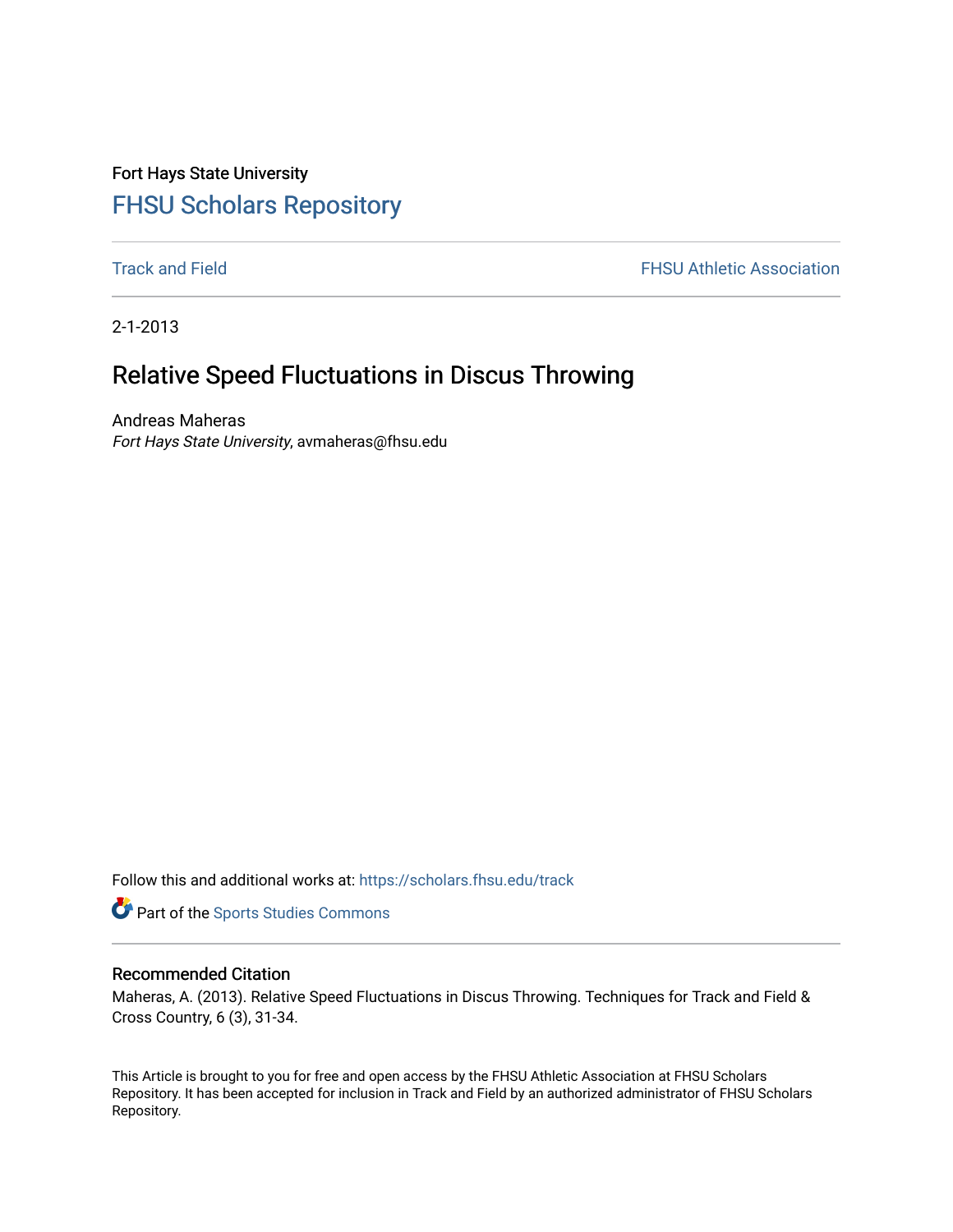Fort Hays State University

# FHSU Scholars Repository

Track and Field | FHSU Athletic Association

2-1-2013

## Relative Speed Fluctuations in Discus Throwing

Andreas Maheras
*Fort Hays State University*, avmaheras@fhsu.edu

Follow this and additional works at: https://scholars.fhsu.edu/track

Part of the Sports Studies Commons

### Recommended Citation

Maheras, A. (2013). Relative Speed Fluctuations in Discus Throwing. Techniques for Track and Field & Cross Country, 6 (3), 31-34.

This Article is brought to you for free and open access by the FHSU Athletic Association at FHSU Scholars Repository. It has been accepted for inclusion in Track and Field by an authorized administrator of FHSU Scholars Repository.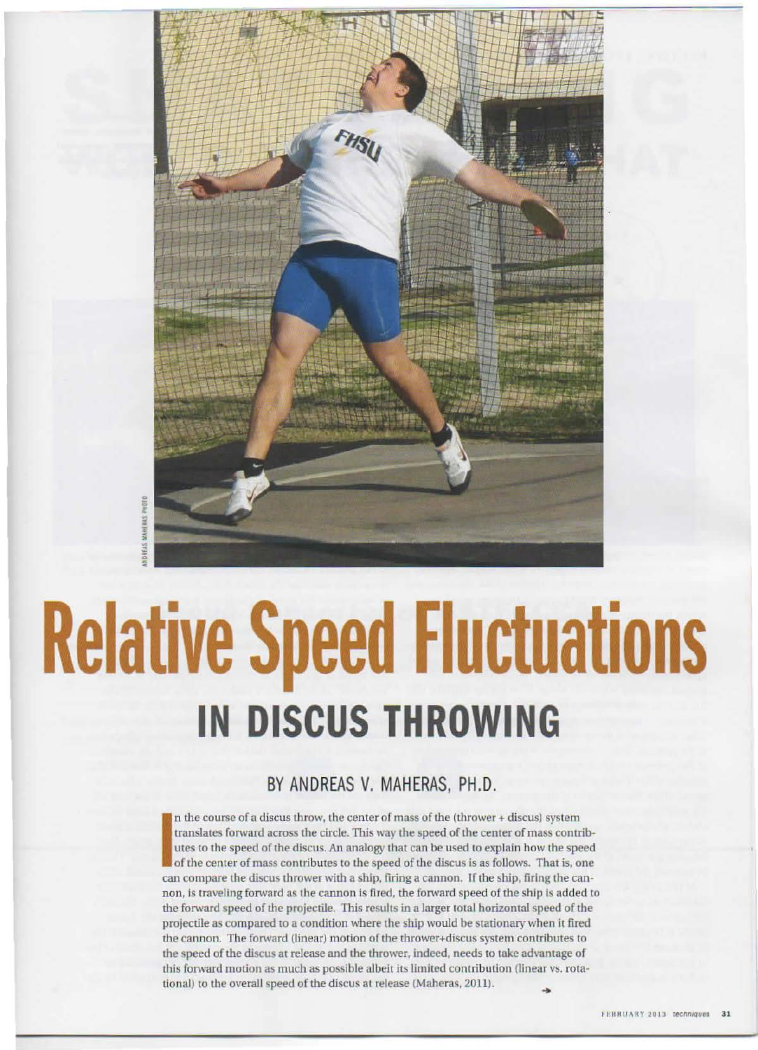# Relative Speed Fluctuations

## IN DISCUS THROWING

### BY ANDREAS V. MAHERAS, PH.D.

In the course of a discus throw, the center of mass of the (thrower + discus) system translates forward across the circle. This way the speed of the center of mass contributes to the speed of the discus. An analogy that can be used to explain how the speed of the center of mass contributes to the speed of the discus is as follows. That is, one can compare the discus thrower with a ship, firing a cannon. If the ship, firing the cannon, is traveling forward as the cannon is fired, the forward speed of the ship is added to the forward speed of the projectile. This results in a larger total horizontal speed of the projectile as compared to a condition where the ship would be stationary when it fired the cannon. The forward (linear) motion of the thrower+discus system contributes to the speed of the discus at release and the thrower, indeed, needs to take advantage of this forward motion as much as possible albeit its limited contribution (linear vs. rotational) to the overall speed of the discus at release (Maheras, 2011).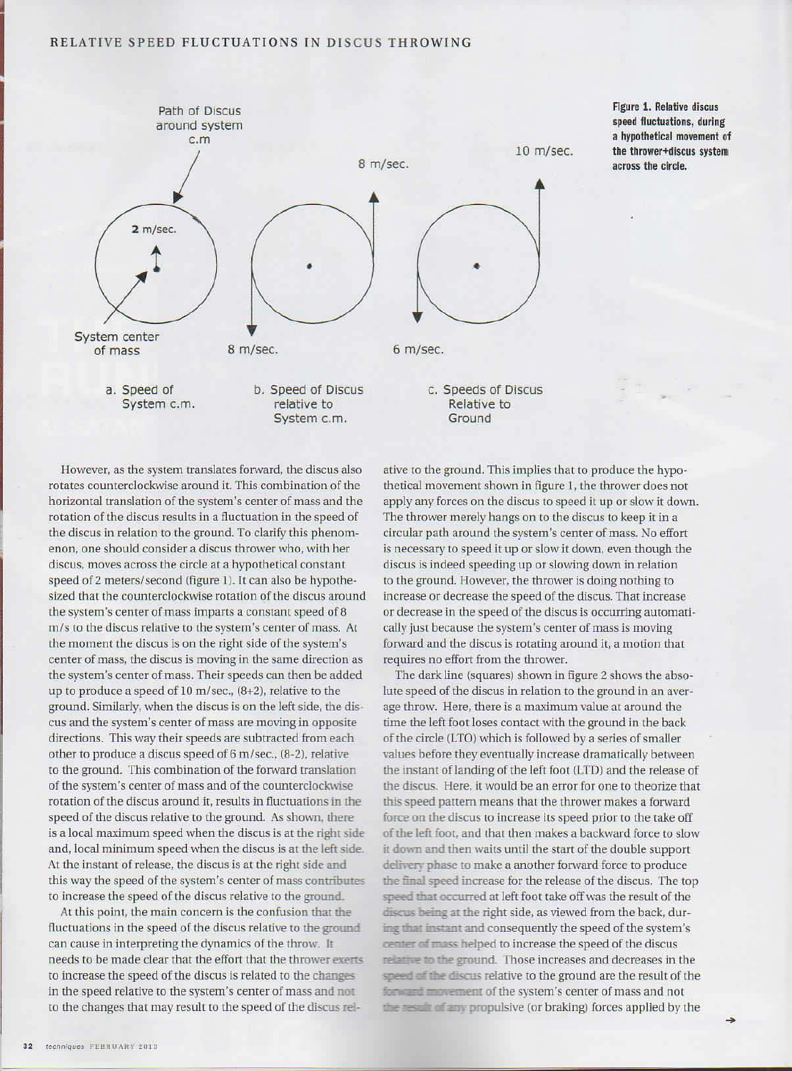However, as the system translates forward, the discus also rotates counterclockwise around it. This combination of the horizontal translation of the system's center of mass and the rotation of the discus results in a fluctuation in the speed of the discus in relation to the ground. To clarify this phenomenon, one should consider a discus thrower who, with her discus, moves across the circle at a hypothetical constant speed of 2 meters/second (figure 1). It can also be hypothesized that the counterclockwise rotation of the discus around the system's center of mass imparts a constant speed of 8 m/s to the discus relative to the system's center of mass. At the moment the discus is on the right side of the system's center of mass, the discus is moving in the same direction as the system's center of mass. Their speeds can then be added up to produce a speed of 10 m/sec., (8+2), relative to the ground. Similarly, when the discus is on the left side, the discus and the system's center of mass are moving in opposite directions. This way their speeds are subtracted from each other to produce a discus speed of 6 m/sec., (8-2), relative to the ground. This combination of the forward translation of the system's center of mass and of the counterclockwise rotation of the discus around it, results in fluctuations in the speed of the discus relative to the ground. As shown, there is a local maximum speed when the discus is at the right side and, local minimum speed when the discus is at the left side. At the instant of release, the discus is at the right side and this way the speed of the system's center of mass contributes to increase the speed of the discus relative to the ground.

At this point, the main concern is the confusion that the fluctuations in the speed of the discus relative to the ground can cause in interpreting the dynamics of the throw. It needs to be made clear that the effort that the thrower exerts to increase the speed of the discus is related to the changes in the speed relative to the system's center of mass and not to the changes that may result to the speed of the discus relative to the ground. This implies that to produce the hypothetical movement shown in figure 1, the thrower does not apply any forces on the discus to speed it up or slow it down. The thrower merely hangs on to the discus to keep it in a circular path around the system's center of mass. No effort is necessary to speed it up or slow it down, even though the discus is indeed speeding up or slowing down in relation to the ground. However, the thrower is doing nothing to increase or decrease the speed of the discus. That increase or decrease in the speed of the discus is occurring automatically just because the system's center of mass is moving forward and the discus is rotating around it, a motion that requires no effort from the thrower.

The dark line (squares) shown in figure 2 shows the absolute speed of the discus in relation to the ground in an average throw. Here, there is a maximum value at around the time the left foot loses contact with the ground in the back of the circle (LTO) which is followed by a series of smaller values before they eventually increase dramatically between the instant of landing of the left foot (LTD) and the release of the discus. Here, it would be an error for one to theorize that this speed pattern means that the thrower makes a forward force on the discus to increase its speed prior to the take off of the left foot, and that then makes a backward force to slow it down and then waits until the start of the double support delivery phase to make a another forward force to produce the final speed increase for the release of the discus. The top speed that occurred at left foot take off was the result of the discus being at the right side, as viewed from the back, during that instant and consequently the speed of the system's center of mass helped to increase the speed of the discus relative to the ground. Those increases and decreases in the speed of the discus relative to the ground are the result of the forward movement of the system's center of mass and not the result of any propulsive (or braking) forces applied by the

Path of Discus around system c.m

2 m/sec.

System center of mass

8 m/sec.

8 m/sec.

10 m/sec.

6 m/sec.

a. Speed of System c.m.

b. Speed of Discus relative to System c.m.

c. Speeds of Discus Relative to Ground

**Figure 1. Relative discus speed fluctuations, during a hypothetical movement of the thrower+discus system across the circle.**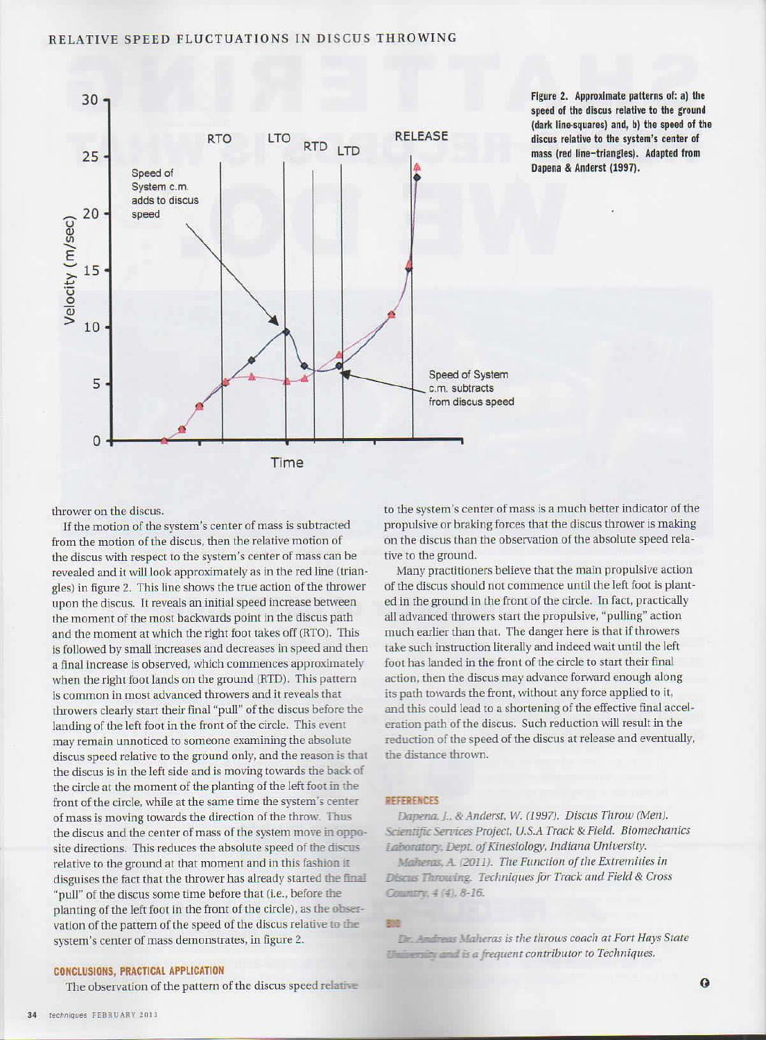30

25

20

15

10

5

0

Velocity (m/sec)

Time

RTO

LTO

RTD

LTD

RELEASE

Speed of System c.m. adds to discus speed

Speed of System c.m. subtracts from discus speed

**Figure 2. Approximate patterns of: a) the speed of the discus relative to the ground (dark line-squares) and, b) the speed of the discus relative to the system's center of mass (red line-triangles). Adapted from Dapena & Anderst (1997).**

thrower on the discus.

If the motion of the system's center of mass is subtracted from the motion of the discus, then the relative motion of the discus with respect to the system's center of mass can be revealed and it will look approximately as in the red line (triangles) in figure 2. This line shows the true action of the thrower upon the discus. It reveals an initial speed increase between the moment of the most backwards point in the discus path and the moment at which the right foot takes off (RTO). This is followed by small increases and decreases in speed and then a final increase is observed, which commences approximately when the right foot lands on the ground (RTD). This pattern is common in most advanced throwers and it reveals that throwers clearly start their final "pull" of the discus before the landing of the left foot in the front of the circle. This event may remain unnoticed to someone examining the absolute discus speed relative to the ground only, and the reason is that the discus is in the left side and is moving towards the back of the circle at the moment of the planting of the left foot in the front of the circle, while at the same time the system's center of mass is moving towards the direction of the throw. Thus the discus and the center of mass of the system move in opposite directions. This reduces the absolute speed of the discus relative to the ground at that moment and in this fashion it disguises the fact that the thrower has already started the final "pull" of the discus some time before that (i.e., before the planting of the left foot in the front of the circle), as the observation of the pattern of the speed of the discus relative to the system's center of mass demonstrates, in figure 2.

## CONCLUSIONS, PRACTICAL APPLICATION

The observation of the pattern of the discus speed relative to the system's center of mass is a much better indicator of the propulsive or braking forces that the discus thrower is making on the discus than the observation of the absolute speed relative to the ground.

Many practitioners believe that the main propulsive action of the discus should not commence until the left foot is planted in the ground in the front of the circle. In fact, practically all advanced throwers start the propulsive, "pulling" action much earlier than that. The danger here is that if throwers take such instruction literally and indeed wait until the left foot has landed in the front of the circle to start their final action, then the discus may advance forward enough along its path towards the front, without any force applied to it, and this could lead to a shortening of the effective final acceleration path of the discus. Such reduction will result in the reduction of the speed of the discus at release and eventually, the distance thrown.

## REFERENCES

*Dapena, J., & Anderst, W. (1997). Discus Throw (Men). Scientific Services Project, U.S.A Track & Field. Biomechanics Laboratory, Dept. of Kinesiology, Indiana University.*

*Maheras, A. (2011). The Function of the Extremities in Discus Throwing. Techniques for Track and Field & Cross Country, 4 (4), 8-16.*

## BIO

*Dr. Andreas Maheras is the throws coach at Fort Hays State University and is a frequent contributor to Techniques.*